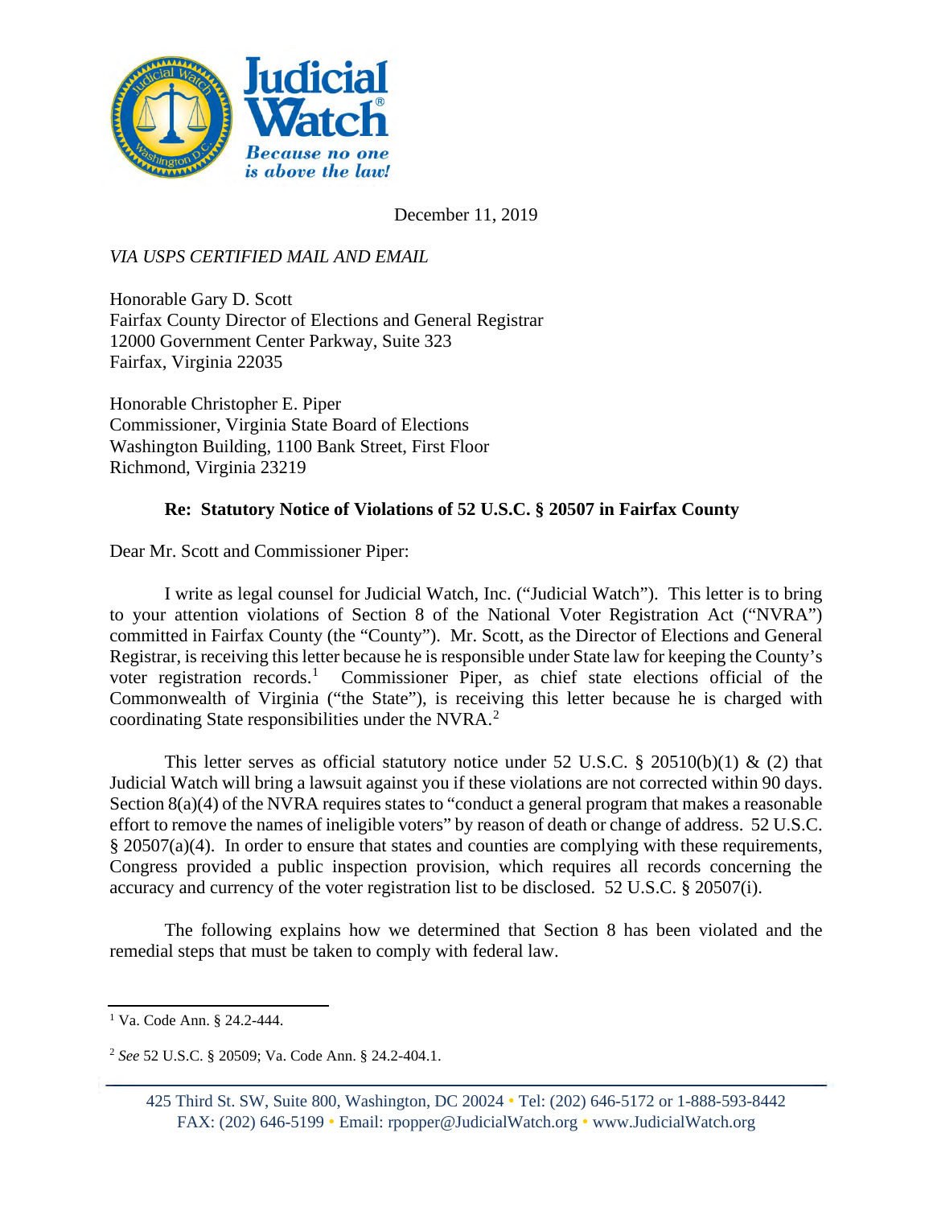December 11, 2019

*VIA USPS CERTIFIED MAIL AND EMAIL*

Honorable Gary D. Scott
Fairfax County Director of Elections and General Registrar
12000 Government Center Parkway, Suite 323
Fairfax, Virginia 22035

Honorable Christopher E. Piper
Commissioner, Virginia State Board of Elections
Washington Building, 1100 Bank Street, First Floor
Richmond, Virginia 23219

**Re: Statutory Notice of Violations of 52 U.S.C. § 20507 in Fairfax County**

Dear Mr. Scott and Commissioner Piper:

I write as legal counsel for Judicial Watch, Inc. ("Judicial Watch"). This letter is to bring to your attention violations of Section 8 of the National Voter Registration Act ("NVRA") committed in Fairfax County (the "County"). Mr. Scott, as the Director of Elections and General Registrar, is receiving this letter because he is responsible under State law for keeping the County's voter registration records.[1] Commissioner Piper, as chief state elections official of the Commonwealth of Virginia ("the State"), is receiving this letter because he is charged with coordinating State responsibilities under the NVRA.[2]

This letter serves as official statutory notice under 52 U.S.C. § 20510(b)(1) & (2) that Judicial Watch will bring a lawsuit against you if these violations are not corrected within 90 days. Section 8(a)(4) of the NVRA requires states to "conduct a general program that makes a reasonable effort to remove the names of ineligible voters" by reason of death or change of address. 52 U.S.C. § 20507(a)(4). In order to ensure that states and counties are complying with these requirements, Congress provided a public inspection provision, which requires all records concerning the accuracy and currency of the voter registration list to be disclosed. 52 U.S.C. § 20507(i).

The following explains how we determined that Section 8 has been violated and the remedial steps that must be taken to comply with federal law.

---

[1] Va. Code Ann. § 24.2-444.

[2] *See* 52 U.S.C. § 20509; Va. Code Ann. § 24.2-404.1.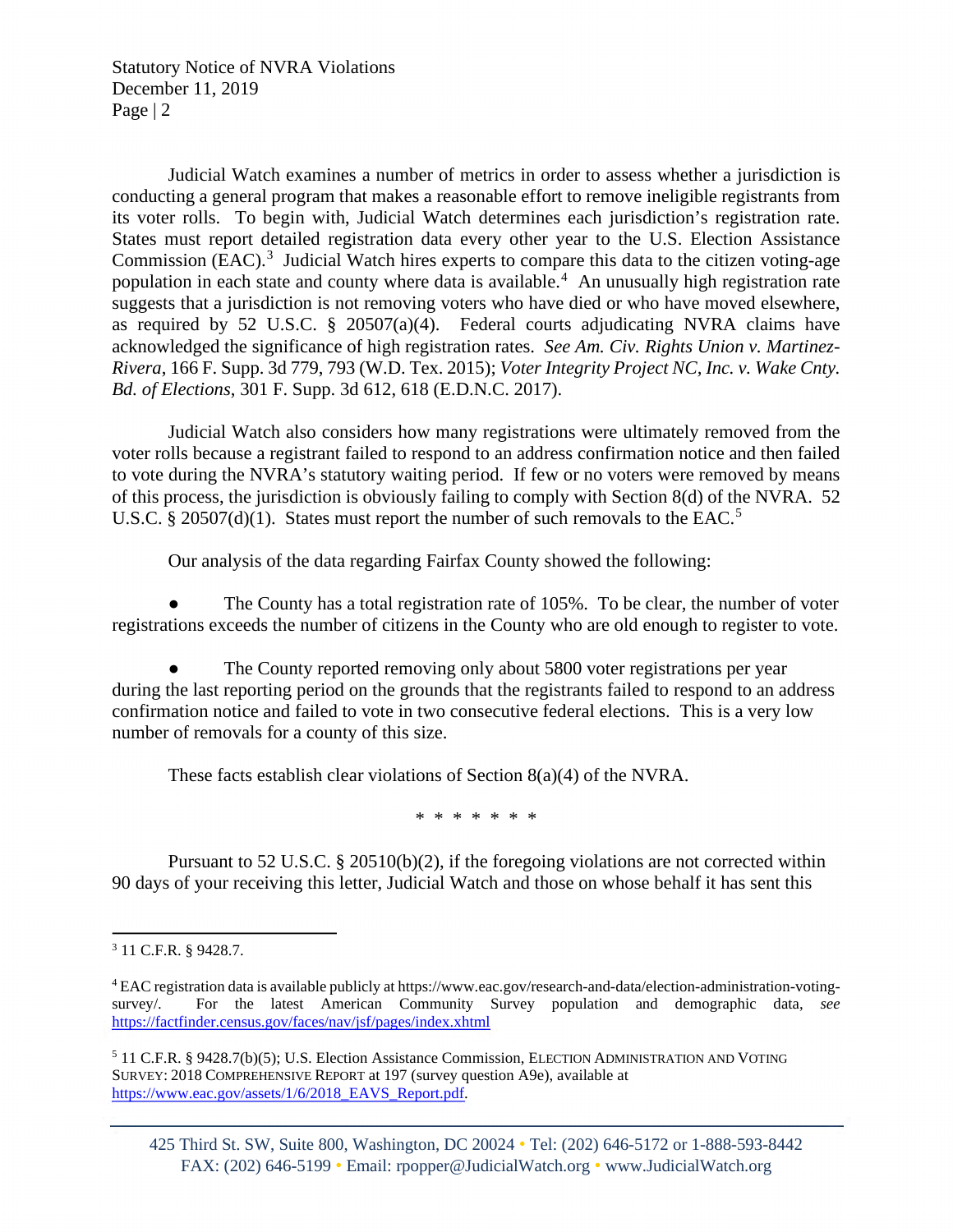Judicial Watch examines a number of metrics in order to assess whether a jurisdiction is conducting a general program that makes a reasonable effort to remove ineligible registrants from its voter rolls. To begin with, Judicial Watch determines each jurisdiction's registration rate. States must report detailed registration data every other year to the U.S. Election Assistance Commission (EAC).[3] Judicial Watch hires experts to compare this data to the citizen voting-age population in each state and county where data is available.[4] An unusually high registration rate suggests that a jurisdiction is not removing voters who have died or who have moved elsewhere, as required by 52 U.S.C. § 20507(a)(4). Federal courts adjudicating NVRA claims have acknowledged the significance of high registration rates. *See Am. Civ. Rights Union v. Martinez-Rivera*, 166 F. Supp. 3d 779, 793 (W.D. Tex. 2015); *Voter Integrity Project NC, Inc. v. Wake Cnty. Bd. of Elections*, 301 F. Supp. 3d 612, 618 (E.D.N.C. 2017).

Judicial Watch also considers how many registrations were ultimately removed from the voter rolls because a registrant failed to respond to an address confirmation notice and then failed to vote during the NVRA's statutory waiting period. If few or no voters were removed by means of this process, the jurisdiction is obviously failing to comply with Section 8(d) of the NVRA. 52 U.S.C. § 20507(d)(1). States must report the number of such removals to the EAC.[5]

Our analysis of the data regarding Fairfax County showed the following:

- The County has a total registration rate of 105%. To be clear, the number of voter registrations exceeds the number of citizens in the County who are old enough to register to vote.

- The County reported removing only about 5800 voter registrations per year during the last reporting period on the grounds that the registrants failed to respond to an address confirmation notice and failed to vote in two consecutive federal elections. This is a very low number of removals for a county of this size.

These facts establish clear violations of Section 8(a)(4) of the NVRA.

\* \* \* \* \* \* \*

Pursuant to 52 U.S.C. § 20510(b)(2), if the foregoing violations are not corrected within 90 days of your receiving this letter, Judicial Watch and those on whose behalf it has sent this

---

[3] 11 C.F.R. § 9428.7.

[4] EAC registration data is available publicly at https://www.eac.gov/research-and-data/election-administration-voting-survey/. For the latest American Community Survey population and demographic data, *see* https://factfinder.census.gov/faces/nav/jsf/pages/index.xhtml

[5] 11 C.F.R. § 9428.7(b)(5); U.S. Election Assistance Commission, ELECTION ADMINISTRATION AND VOTING SURVEY: 2018 COMPREHENSIVE REPORT at 197 (survey question A9e), available at https://www.eac.gov/assets/1/6/2018_EAVS_Report.pdf.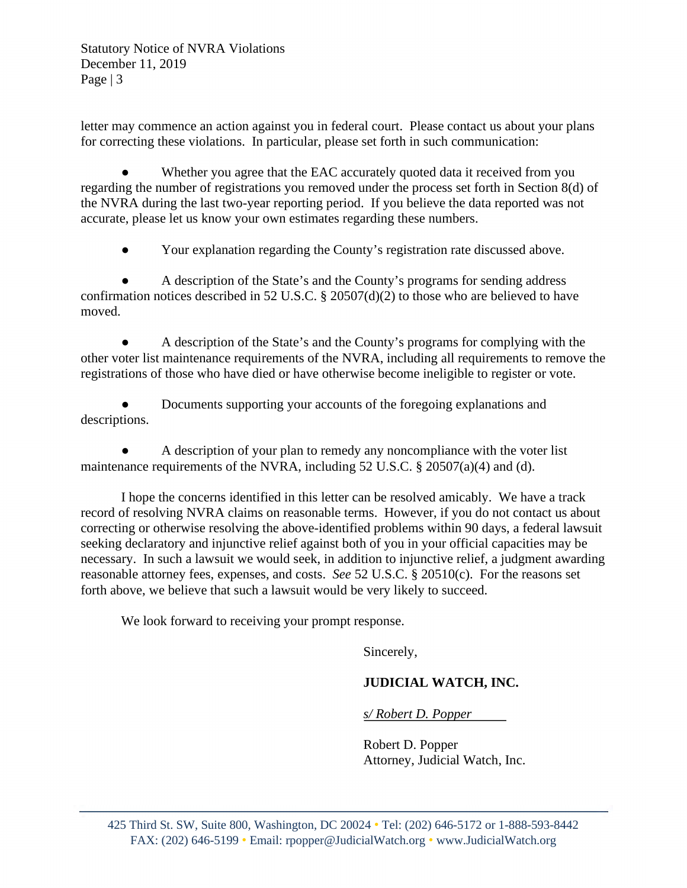letter may commence an action against you in federal court. Please contact us about your plans for correcting these violations. In particular, please set forth in such communication:

- Whether you agree that the EAC accurately quoted data it received from you regarding the number of registrations you removed under the process set forth in Section 8(d) of the NVRA during the last two-year reporting period. If you believe the data reported was not accurate, please let us know your own estimates regarding these numbers.

- Your explanation regarding the County's registration rate discussed above.

- A description of the State's and the County's programs for sending address confirmation notices described in 52 U.S.C. § 20507(d)(2) to those who are believed to have moved.

- A description of the State's and the County's programs for complying with the other voter list maintenance requirements of the NVRA, including all requirements to remove the registrations of those who have died or have otherwise become ineligible to register or vote.

- Documents supporting your accounts of the foregoing explanations and descriptions.

- A description of your plan to remedy any noncompliance with the voter list maintenance requirements of the NVRA, including 52 U.S.C. § 20507(a)(4) and (d).

I hope the concerns identified in this letter can be resolved amicably. We have a track record of resolving NVRA claims on reasonable terms. However, if you do not contact us about correcting or otherwise resolving the above-identified problems within 90 days, a federal lawsuit seeking declaratory and injunctive relief against both of you in your official capacities may be necessary. In such a lawsuit we would seek, in addition to injunctive relief, a judgment awarding reasonable attorney fees, expenses, and costs. *See* 52 U.S.C. § 20510(c). For the reasons set forth above, we believe that such a lawsuit would be very likely to succeed.

We look forward to receiving your prompt response.

Sincerely,

**JUDICIAL WATCH, INC.**

*s/ Robert D. Popper*

Robert D. Popper
Attorney, Judicial Watch, Inc.

425 Third St. SW, Suite 800, Washington, DC 20024 • Tel: (202) 646-5172 or 1-888-593-8442
FAX: (202) 646-5199 • Email: rpopper@JudicialWatch.org • www.JudicialWatch.org